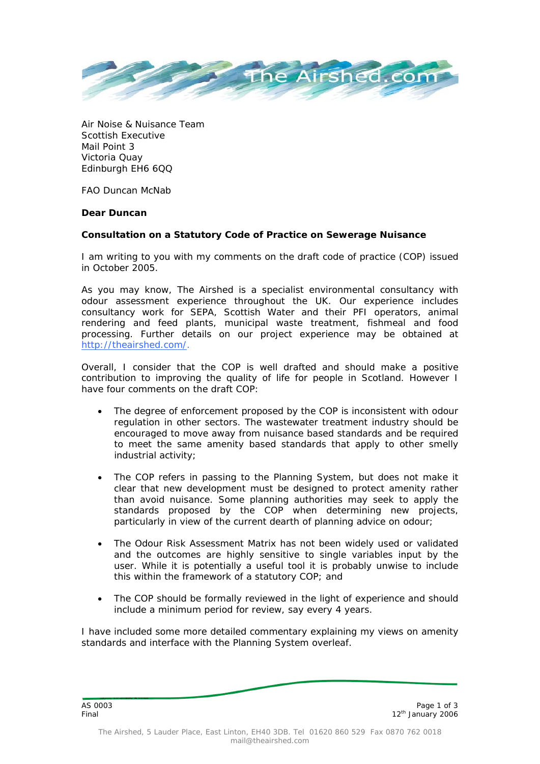Air Noise & Nuisance Team
Scottish Executive
Mail Point 3
Victoria Quay
Edinburgh EH6 6QQ

FAO Duncan McNab

**Dear Duncan**

**Consultation on a Statutory Code of Practice on Sewerage Nuisance**

I am writing to you with my comments on the draft code of practice (COP) issued in October 2005.

As you may know, The Airshed is a specialist environmental consultancy with odour assessment experience throughout the UK. Our experience includes consultancy work for SEPA, Scottish Water and their PFI operators, animal rendering and feed plants, municipal waste treatment, fishmeal and food processing. Further details on our project experience may be obtained at http://theairshed.com/.

Overall, I consider that the COP is well drafted and should make a positive contribution to improving the quality of life for people in Scotland. However I have four comments on the draft COP:

- The degree of enforcement proposed by the COP is inconsistent with odour regulation in other sectors. The wastewater treatment industry should be encouraged to move away from nuisance based standards and be required to meet the same amenity based standards that apply to other smelly industrial activity;

- The COP refers in passing to the Planning System, but does not make it clear that new development must be designed to protect amenity rather than avoid nuisance. Some planning authorities may seek to apply the standards proposed by the COP when determining new projects, particularly in view of the current dearth of planning advice on odour;

- The Odour Risk Assessment Matrix has not been widely used or validated and the outcomes are highly sensitive to single variables input by the user. While it is potentially a useful tool it is probably unwise to include this within the framework of a statutory COP; and

- The COP should be formally reviewed in the light of experience and should include a minimum period for review, say every 4 years.

I have included some more detailed commentary explaining my views on amenity standards and interface with the Planning System overleaf.

AS 0003
Final

12th January 2006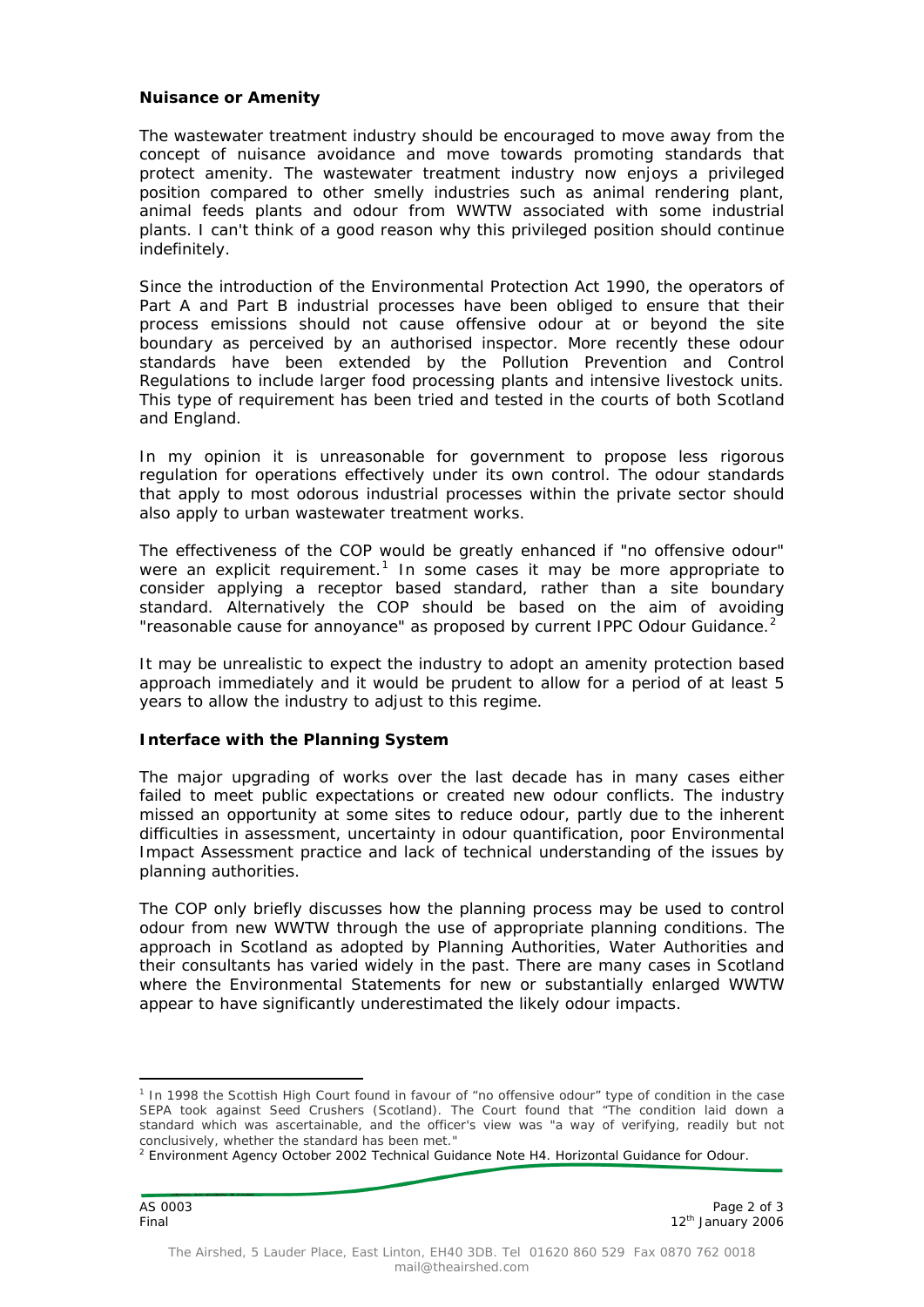**Nuisance or Amenity**

The wastewater treatment industry should be encouraged to move away from the concept of nuisance avoidance and move towards promoting standards that protect amenity. The wastewater treatment industry now enjoys a privileged position compared to other smelly industries such as animal rendering plant, animal feeds plants and odour from WWTW associated with some industrial plants. I can't think of a good reason why this privileged position should continue indefinitely.

Since the introduction of the Environmental Protection Act 1990, the operators of Part A and Part B industrial processes have been obliged to ensure that their process emissions should not cause offensive odour at or beyond the site boundary as perceived by an authorised inspector. More recently these odour standards have been extended by the Pollution Prevention and Control Regulations to include larger food processing plants and intensive livestock units. This type of requirement has been tried and tested in the courts of both Scotland and England.

In my opinion it is unreasonable for government to propose less rigorous regulation for operations effectively under its own control. The odour standards that apply to most odorous industrial processes within the private sector should also apply to urban wastewater treatment works.

The effectiveness of the COP would be greatly enhanced if "no offensive odour" were an explicit requirement.[1] In some cases it may be more appropriate to consider applying a receptor based standard, rather than a site boundary standard. Alternatively the COP should be based on the aim of avoiding "reasonable cause for annoyance" as proposed by current IPPC Odour Guidance.[2]

It may be unrealistic to expect the industry to adopt an amenity protection based approach immediately and it would be prudent to allow for a period of at least 5 years to allow the industry to adjust to this regime.

**Interface with the Planning System**

The major upgrading of works over the last decade has in many cases either failed to meet public expectations or created new odour conflicts. The industry missed an opportunity at some sites to reduce odour, partly due to the inherent difficulties in assessment, uncertainty in odour quantification, poor Environmental Impact Assessment practice and lack of technical understanding of the issues by planning authorities.

The COP only briefly discusses how the planning process may be used to control odour from new WWTW through the use of appropriate planning conditions. The approach in Scotland as adopted by Planning Authorities, Water Authorities and their consultants has varied widely in the past. There are many cases in Scotland where the Environmental Statements for new or substantially enlarged WWTW appear to have significantly underestimated the likely odour impacts.

---

[1] In 1998 the Scottish High Court found in favour of "no offensive odour" type of condition in the case SEPA took against Seed Crushers (Scotland). The Court found that "The condition laid down a standard which was ascertainable, and the officer's view was "a way of verifying, readily but not conclusively, whether the standard has been met."

[2] Environment Agency October 2002 Technical Guidance Note H4. Horizontal Guidance for Odour.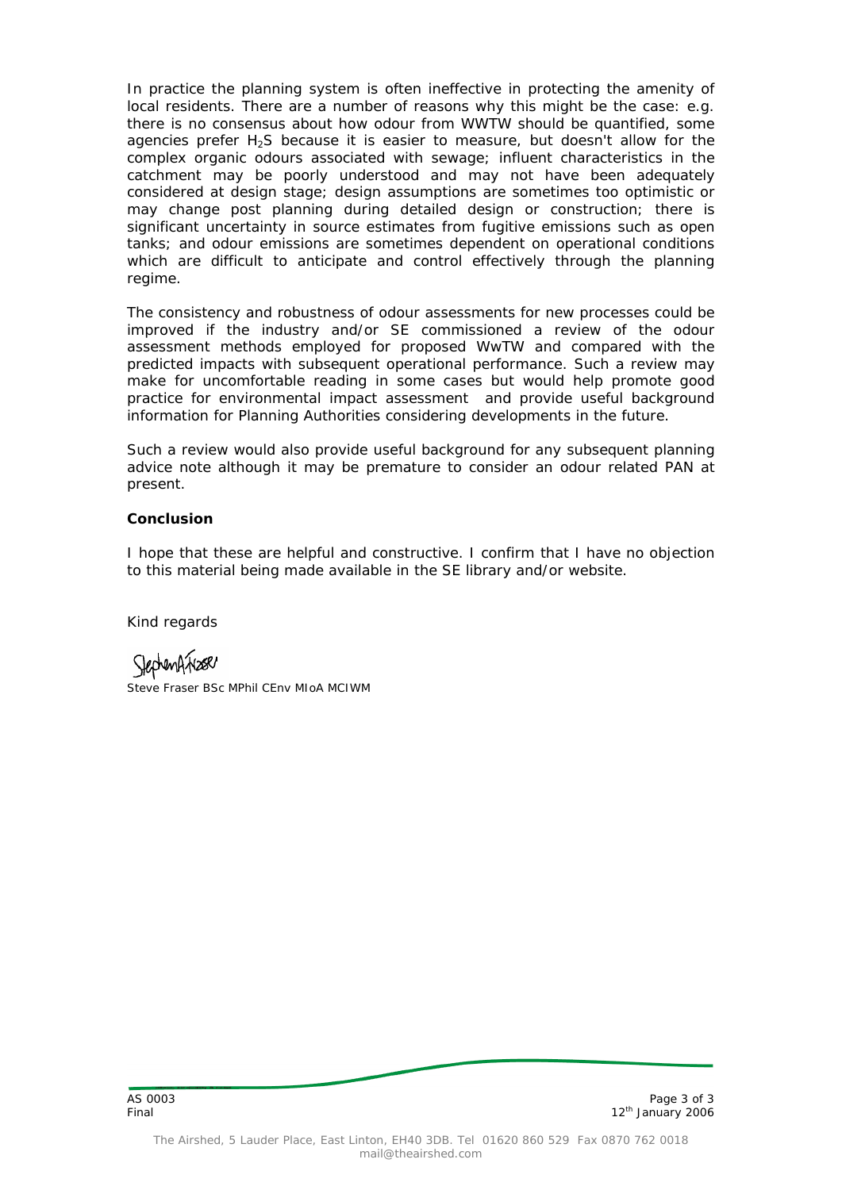In practice the planning system is often ineffective in protecting the amenity of local residents. There are a number of reasons why this might be the case: e.g. there is no consensus about how odour from WWTW should be quantified, some agencies prefer $H_2S$ because it is easier to measure, but doesn't allow for the complex organic odours associated with sewage; influent characteristics in the catchment may be poorly understood and may not have been adequately considered at design stage; design assumptions are sometimes too optimistic or may change post planning during detailed design or construction; there is significant uncertainty in source estimates from fugitive emissions such as open tanks; and odour emissions are sometimes dependent on operational conditions which are difficult to anticipate and control effectively through the planning regime.

The consistency and robustness of odour assessments for new processes could be improved if the industry and/or SE commissioned a review of the odour assessment methods employed for proposed WwTW and compared with the predicted impacts with subsequent operational performance. Such a review may make for uncomfortable reading in some cases but would help promote good practice for environmental impact assessment and provide useful background information for Planning Authorities considering developments in the future.

Such a review would also provide useful background for any subsequent planning advice note although it may be premature to consider an odour related PAN at present.

**Conclusion**

I hope that these are helpful and constructive. I confirm that I have no objection to this material being made available in the SE library and/or website.

Kind regards

Steve Fraser BSc MPhil CEnv MIoA MCIWM

AS 0003
Final

12th January 2006

The Airshed, 5 Lauder Place, East Linton, EH40 3DB. Tel 01620 860 529 Fax 0870 762 0018
mail@theairshed.com